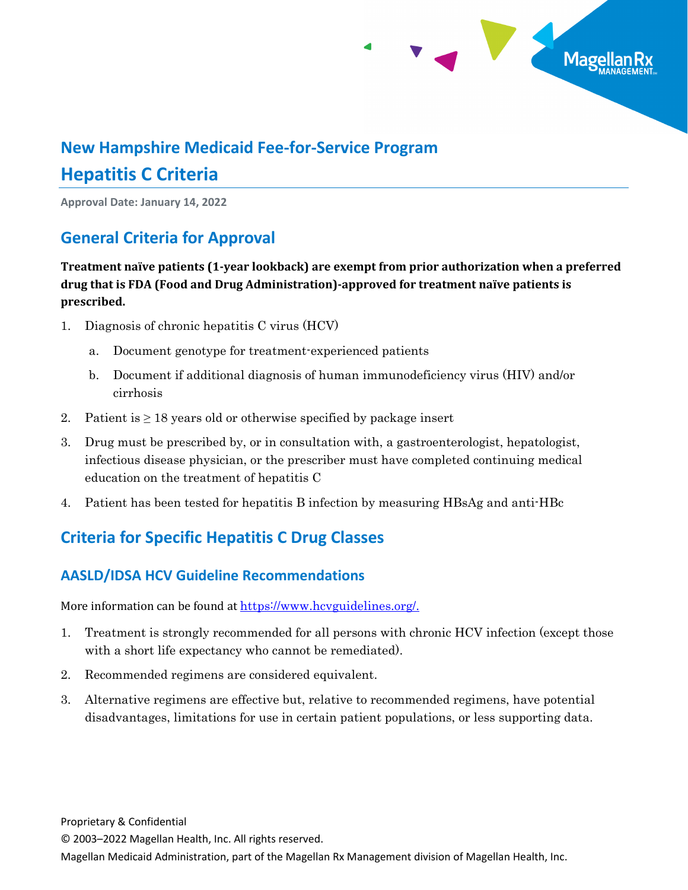# New Hampshire Medicaid Fee-for-Service Program

# Hepatitis C Criteria

**Approval Date: January 14, 2022**

## General Criteria for Approval

**Treatment naïve patients (1-year lookback) are exempt from prior authorization when a preferred drug that is FDA (Food and Drug Administration)-approved for treatment naïve patients is prescribed.**

1. Diagnosis of chronic hepatitis C virus (HCV)
   a. Document genotype for treatment-experienced patients
   b. Document if additional diagnosis of human immunodeficiency virus (HIV) and/or cirrhosis
2. Patient is ≥ 18 years old or otherwise specified by package insert
3. Drug must be prescribed by, or in consultation with, a gastroenterologist, hepatologist, infectious disease physician, or the prescriber must have completed continuing medical education on the treatment of hepatitis C
4. Patient has been tested for hepatitis B infection by measuring HBsAg and anti-HBc

## Criteria for Specific Hepatitis C Drug Classes

### AASLD/IDSA HCV Guideline Recommendations

More information can be found at https://www.hcvguidelines.org/.

1. Treatment is strongly recommended for all persons with chronic HCV infection (except those with a short life expectancy who cannot be remediated).
2. Recommended regimens are considered equivalent.
3. Alternative regimens are effective but, relative to recommended regimens, have potential disadvantages, limitations for use in certain patient populations, or less supporting data.

Proprietary & Confidential
© 2003–2022 Magellan Health, Inc. All rights reserved.
Magellan Medicaid Administration, part of the Magellan Rx Management division of Magellan Health, Inc.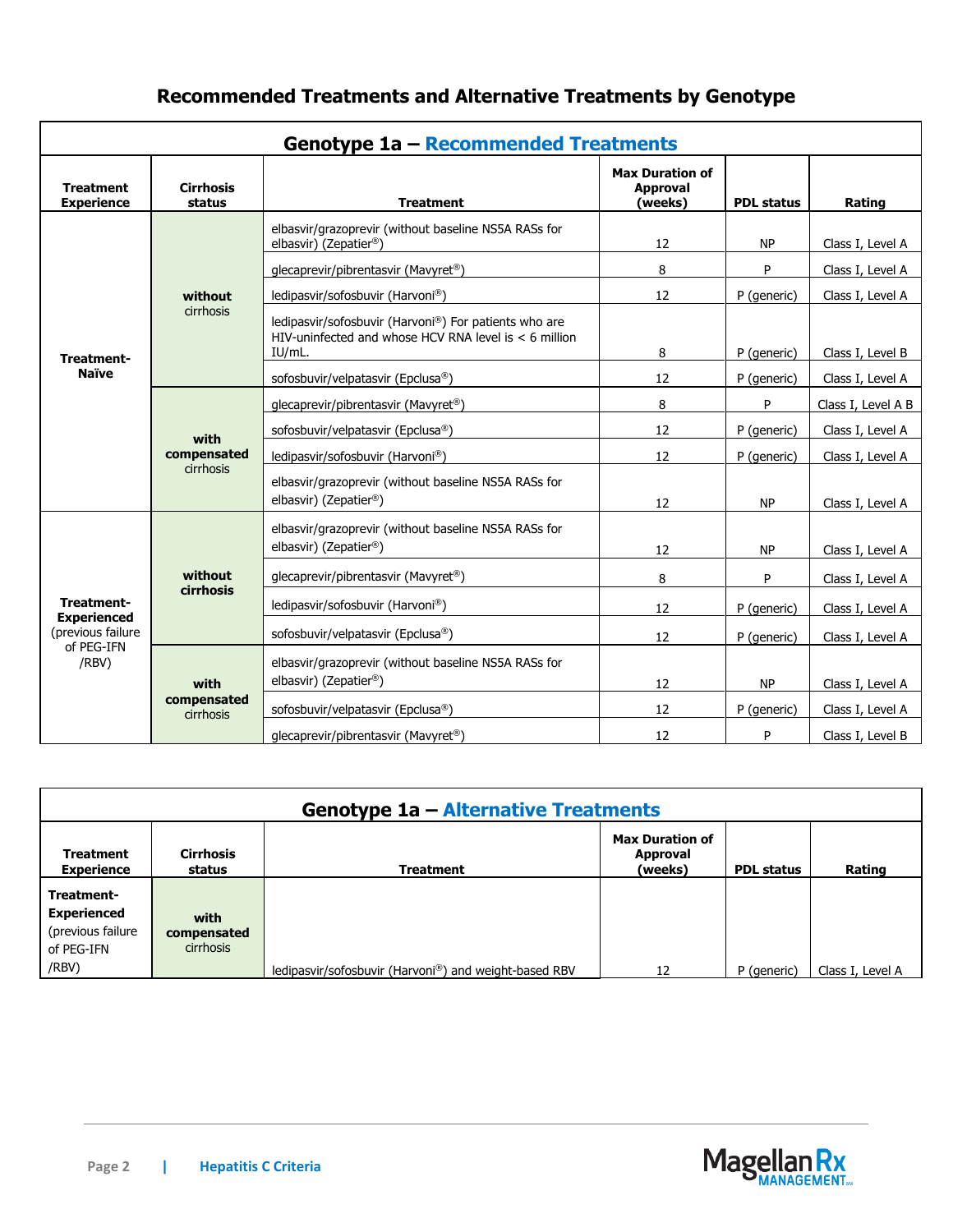## Recommended Treatments and Alternative Treatments by Genotype

| Genotype 1a – Recommended Treatments | | | | | |
|---|---|---|---|---|---|
| **Treatment Experience** | **Cirrhosis status** | **Treatment** | **Max Duration of Approval (weeks)** | **PDL status** | **Rating** |
| **Treatment-Naïve** | **without** cirrhosis | elbasvir/grazoprevir (without baseline NS5A RASs for elbasvir) (Zepatier®) | 12 | NP | Class I, Level A |
| | | glecaprevir/pibrentasvir (Mavyret®) | 8 | P | Class I, Level A |
| | | ledipasvir/sofosbuvir (Harvoni®) | 12 | P (generic) | Class I, Level A |
| | | ledipasvir/sofosbuvir (Harvoni®) For patients who are HIV-uninfected and whose HCV RNA level is < 6 million IU/mL. | 8 | P (generic) | Class I, Level B |
| | | sofosbuvir/velpatasvir (Epclusa®) | 12 | P (generic) | Class I, Level A |
| | **with compensated** cirrhosis | glecaprevir/pibrentasvir (Mavyret®) | 8 | P | Class I, Level A B |
| | | sofosbuvir/velpatasvir (Epclusa®) | 12 | P (generic) | Class I, Level A |
| | | ledipasvir/sofosbuvir (Harvoni®) | 12 | P (generic) | Class I, Level A |
| | | elbasvir/grazoprevir (without baseline NS5A RASs for elbasvir) (Zepatier®) | 12 | NP | Class I, Level A |
| **Treatment-Experienced** (previous failure of PEG-IFN /RBV) | **without cirrhosis** | elbasvir/grazoprevir (without baseline NS5A RASs for elbasvir) (Zepatier®) | 12 | NP | Class I, Level A |
| | | glecaprevir/pibrentasvir (Mavyret®) | 8 | P | Class I, Level A |
| | | ledipasvir/sofosbuvir (Harvoni®) | 12 | P (generic) | Class I, Level A |
| | | sofosbuvir/velpatasvir (Epclusa®) | 12 | P (generic) | Class I, Level A |
| | **with compensated** cirrhosis | elbasvir/grazoprevir (without baseline NS5A RASs for elbasvir) (Zepatier®) | 12 | NP | Class I, Level A |
| | | sofosbuvir/velpatasvir (Epclusa®) | 12 | P (generic) | Class I, Level A |
| | | glecaprevir/pibrentasvir (Mavyret®) | 12 | P | Class I, Level B |

| Genotype 1a – Alternative Treatments | | | | | |
|---|---|---|---|---|---|
| **Treatment Experience** | **Cirrhosis status** | **Treatment** | **Max Duration of Approval (weeks)** | **PDL status** | **Rating** |
| **Treatment-Experienced** (previous failure of PEG-IFN /RBV) | **with compensated** cirrhosis | ledipasvir/sofosbuvir (Harvoni®) and weight-based RBV | 12 | P (generic) | Class I, Level A |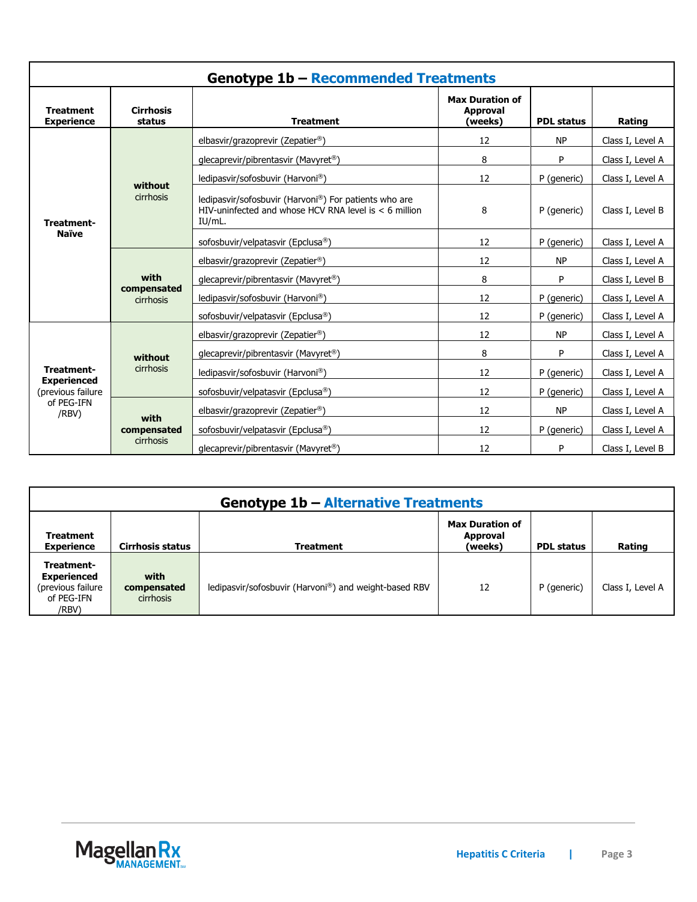| Genotype 1b – Recommended Treatments | | | | | |
|---|---|---|---|---|---|
| **Treatment Experience** | **Cirrhosis status** | **Treatment** | **Max Duration of Approval (weeks)** | **PDL status** | **Rating** |
| **Treatment-Naïve** | **without** cirrhosis | elbasvir/grazoprevir (Zepatier®) | 12 | NP | Class I, Level A |
| | | glecaprevir/pibrentasvir (Mavyret®) | 8 | P | Class I, Level A |
| | | ledipasvir/sofosbuvir (Harvoni®) | 12 | P (generic) | Class I, Level A |
| | | ledipasvir/sofosbuvir (Harvoni®) For patients who are HIV-uninfected and whose HCV RNA level is < 6 million IU/mL. | 8 | P (generic) | Class I, Level B |
| | | sofosbuvir/velpatasvir (Epclusa®) | 12 | P (generic) | Class I, Level A |
| | **with compensated** cirrhosis | elbasvir/grazoprevir (Zepatier®) | 12 | NP | Class I, Level A |
| | | glecaprevir/pibrentasvir (Mavyret®) | 8 | P | Class I, Level B |
| | | ledipasvir/sofosbuvir (Harvoni®) | 12 | P (generic) | Class I, Level A |
| | | sofosbuvir/velpatasvir (Epclusa®) | 12 | P (generic) | Class I, Level A |
| **Treatment-Experienced** (previous failure of PEG-IFN /RBV) | **without** cirrhosis | elbasvir/grazoprevir (Zepatier®) | 12 | NP | Class I, Level A |
| | | glecaprevir/pibrentasvir (Mavyret®) | 8 | P | Class I, Level A |
| | | ledipasvir/sofosbuvir (Harvoni®) | 12 | P (generic) | Class I, Level A |
| | | sofosbuvir/velpatasvir (Epclusa®) | 12 | P (generic) | Class I, Level A |
| | **with compensated** cirrhosis | elbasvir/grazoprevir (Zepatier®) | 12 | NP | Class I, Level A |
| | | sofosbuvir/velpatasvir (Epclusa®) | 12 | P (generic) | Class I, Level A |
| | | glecaprevir/pibrentasvir (Mavyret®) | 12 | P | Class I, Level B |

| Genotype 1b – Alternative Treatments | | | | | |
|---|---|---|---|---|---|
| **Treatment Experience** | **Cirrhosis status** | **Treatment** | **Max Duration of Approval (weeks)** | **PDL status** | **Rating** |
| **Treatment-Experienced** (previous failure of PEG-IFN /RBV) | **with compensated** cirrhosis | ledipasvir/sofosbuvir (Harvoni®) and weight-based RBV | 12 | P (generic) | Class I, Level A |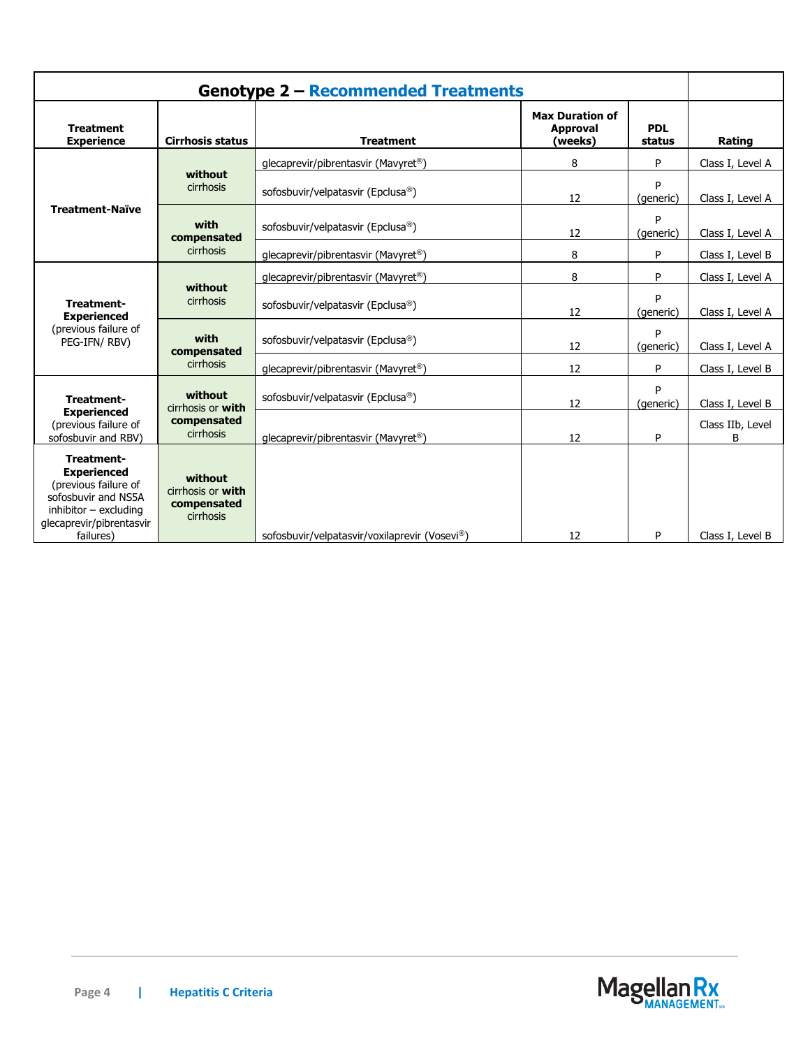## Genotype 2 – Recommended Treatments

| Treatment Experience | Cirrhosis status | Treatment | Max Duration of Approval (weeks) | PDL status | Rating |
|---|---|---|---|---|---|
| **Treatment-Naïve** | **without** cirrhosis | glecaprevir/pibrentasvir (Mavyret®) | 8 | P | Class I, Level A |
| | | sofosbuvir/velpatasvir (Epclusa®) | 12 | P (generic) | Class I, Level A |
| | **with compensated** cirrhosis | sofosbuvir/velpatasvir (Epclusa®) | 12 | P (generic) | Class I, Level A |
| | | glecaprevir/pibrentasvir (Mavyret®) | 8 | P | Class I, Level B |
| **Treatment-Experienced** (previous failure of PEG-IFN/ RBV) | **without** cirrhosis | glecaprevir/pibrentasvir (Mavyret®) | 8 | P | Class I, Level A |
| | | sofosbuvir/velpatasvir (Epclusa®) | 12 | P (generic) | Class I, Level A |
| | **with compensated** cirrhosis | sofosbuvir/velpatasvir (Epclusa®) | 12 | P (generic) | Class I, Level A |
| | | glecaprevir/pibrentasvir (Mavyret®) | 12 | P | Class I, Level B |
| **Treatment-Experienced** (previous failure of sofosbuvir and RBV) | **without** cirrhosis or **with compensated** cirrhosis | sofosbuvir/velpatasvir (Epclusa®) | 12 | P (generic) | Class I, Level B |
| | | glecaprevir/pibrentasvir (Mavyret®) | 12 | P | Class IIb, Level B |
| **Treatment-Experienced** (previous failure of sofosbuvir and NS5A inhibitor – excluding glecaprevir/pibrentasvir failures) | **without** cirrhosis or **with compensated** cirrhosis | sofosbuvir/velpatasvir/voxilaprevir (Vosevi®) | 12 | P | Class I, Level B |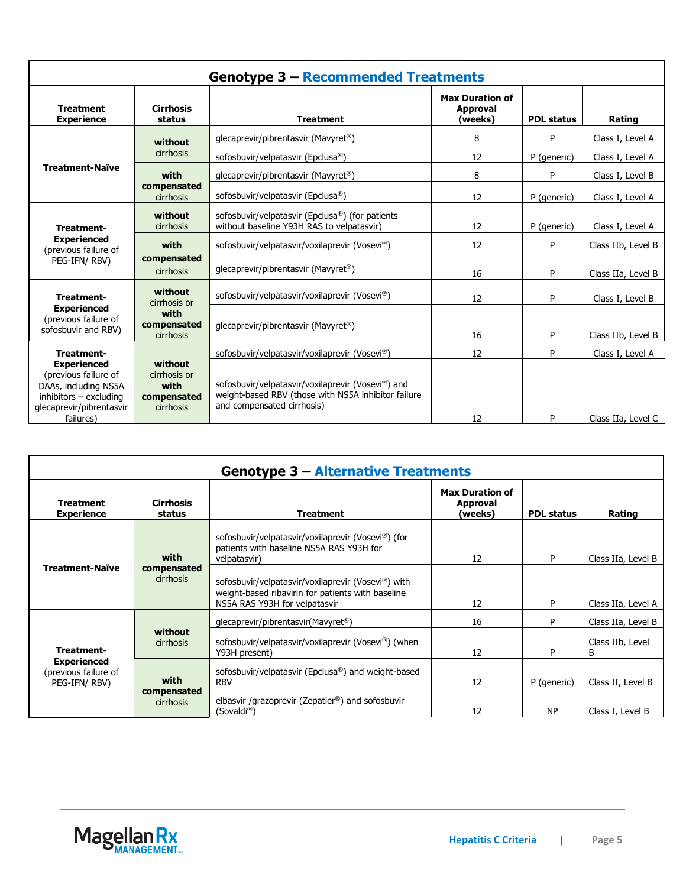## Genotype 3 – Recommended Treatments

| Treatment Experience | Cirrhosis status | Treatment | Max Duration of Approval (weeks) | PDL status | Rating |
|---|---|---|---|---|---|
| **Treatment-Naïve** | **without** cirrhosis | glecaprevir/pibrentasvir (Mavyret®) | 8 | P | Class I, Level A |
| | | sofosbuvir/velpatasvir (Epclusa®) | 12 | P (generic) | Class I, Level A |
| | **with compensated** cirrhosis | glecaprevir/pibrentasvir (Mavyret®) | 8 | P | Class I, Level B |
| | | sofosbuvir/velpatasvir (Epclusa®) | 12 | P (generic) | Class I, Level A |
| **Treatment-Experienced** (previous failure of PEG-IFN/ RBV) | **without** cirrhosis | sofosbuvir/velpatasvir (Epclusa®) (for patients without baseline Y93H RAS to velpatasvir) | 12 | P (generic) | Class I, Level A |
| | **with compensated** cirrhosis | sofosbuvir/velpatasvir/voxilaprevir (Vosevi®) | 12 | P | Class IIb, Level B |
| | | glecaprevir/pibrentasvir (Mavyret®) | 16 | P | Class IIa, Level B |
| **Treatment-Experienced** (previous failure of sofosbuvir and RBV) | **without** cirrhosis or **with compensated** cirrhosis | sofosbuvir/velpatasvir/voxilaprevir (Vosevi®) | 12 | P | Class I, Level B |
| | | glecaprevir/pibrentasvir (Mavyret®) | 16 | P | Class IIb, Level B |
| **Treatment-Experienced** (previous failure of DAAs, including NS5A inhibitors – excluding glecaprevir/pibrentasvir failures) | **without** cirrhosis or **with compensated** cirrhosis | sofosbuvir/velpatasvir/voxilaprevir (Vosevi®) | 12 | P | Class I, Level A |
| | | sofosbuvir/velpatasvir/voxilaprevir (Vosevi®) and weight-based RBV (those with NS5A inhibitor failure and compensated cirrhosis) | 12 | P | Class IIa, Level C |

## Genotype 3 – Alternative Treatments

| Treatment Experience | Cirrhosis status | Treatment | Max Duration of Approval (weeks) | PDL status | Rating |
|---|---|---|---|---|---|
| **Treatment-Naïve** | **with compensated** cirrhosis | sofosbuvir/velpatasvir/voxilaprevir (Vosevi®) (for patients with baseline NS5A RAS Y93H for velpatasvir) | 12 | P | Class IIa, Level B |
| | | sofosbuvir/velpatasvir/voxilaprevir (Vosevi®) with weight-based ribavirin for patients with baseline NS5A RAS Y93H for velpatasvir | 12 | P | Class IIa, Level A |
| **Treatment-Experienced** (previous failure of PEG-IFN/ RBV) | **without** cirrhosis | glecaprevir/pibrentasvir(Mavyret®) | 16 | P | Class IIa, Level B |
| | | sofosbuvir/velpatasvir/voxilaprevir (Vosevi®) (when Y93H present) | 12 | P | Class IIb, Level B |
| | **with compensated** cirrhosis | sofosbuvir/velpatasvir (Epclusa®) and weight-based RBV | 12 | P (generic) | Class II, Level B |
| | | elbasvir /grazoprevir (Zepatier®) and sofosbuvir (Sovaldi®) | 12 | NP | Class I, Level B |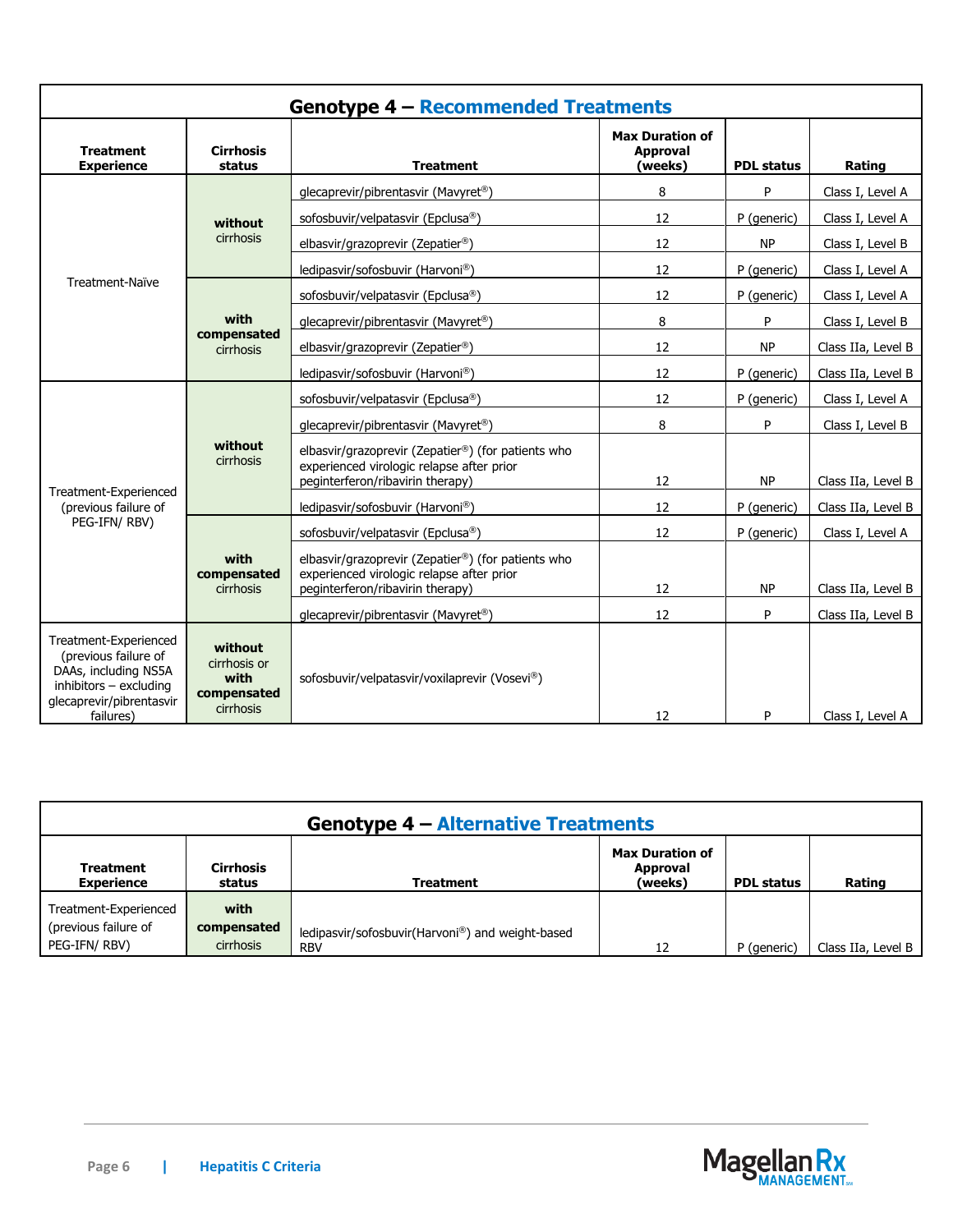| Genotype 4 – Recommended Treatments | | | | | |
|---|---|---|---|---|---|
| **Treatment Experience** | **Cirrhosis status** | **Treatment** | **Max Duration of Approval (weeks)** | **PDL status** | **Rating** |
| Treatment-Naïve | **without** cirrhosis | glecaprevir/pibrentasvir (Mavyret®) | 8 | P | Class I, Level A |
| | | sofosbuvir/velpatasvir (Epclusa®) | 12 | P (generic) | Class I, Level A |
| | | elbasvir/grazoprevir (Zepatier®) | 12 | NP | Class I, Level B |
| | | ledipasvir/sofosbuvir (Harvoni®) | 12 | P (generic) | Class I, Level A |
| | **with compensated** cirrhosis | sofosbuvir/velpatasvir (Epclusa®) | 12 | P (generic) | Class I, Level A |
| | | glecaprevir/pibrentasvir (Mavyret®) | 8 | P | Class I, Level B |
| | | elbasvir/grazoprevir (Zepatier®) | 12 | NP | Class IIa, Level B |
| | | ledipasvir/sofosbuvir (Harvoni®) | 12 | P (generic) | Class IIa, Level B |
| Treatment-Experienced (previous failure of PEG-IFN/ RBV) | **without** cirrhosis | sofosbuvir/velpatasvir (Epclusa®) | 12 | P (generic) | Class I, Level A |
| | | glecaprevir/pibrentasvir (Mavyret®) | 8 | P | Class I, Level B |
| | | elbasvir/grazoprevir (Zepatier®) (for patients who experienced virologic relapse after prior peginterferon/ribavirin therapy) | 12 | NP | Class IIa, Level B |
| | | ledipasvir/sofosbuvir (Harvoni®) | 12 | P (generic) | Class IIa, Level B |
| | **with compensated** cirrhosis | sofosbuvir/velpatasvir (Epclusa®) | 12 | P (generic) | Class I, Level A |
| | | elbasvir/grazoprevir (Zepatier®) (for patients who experienced virologic relapse after prior peginterferon/ribavirin therapy) | 12 | NP | Class IIa, Level B |
| | | glecaprevir/pibrentasvir (Mavyret®) | 12 | P | Class IIa, Level B |
| Treatment-Experienced (previous failure of DAAs, including NS5A inhibitors – excluding glecaprevir/pibrentasvir failures) | **without** cirrhosis or **with compensated** cirrhosis | sofosbuvir/velpatasvir/voxilaprevir (Vosevi®) | 12 | P | Class I, Level A |

| Genotype 4 – Alternative Treatments | | | | | |
|---|---|---|---|---|---|
| **Treatment Experience** | **Cirrhosis status** | **Treatment** | **Max Duration of Approval (weeks)** | **PDL status** | **Rating** |
| Treatment-Experienced (previous failure of PEG-IFN/ RBV) | **with compensated** cirrhosis | ledipasvir/sofosbuvir(Harvoni®) and weight-based RBV | 12 | P (generic) | Class IIa, Level B |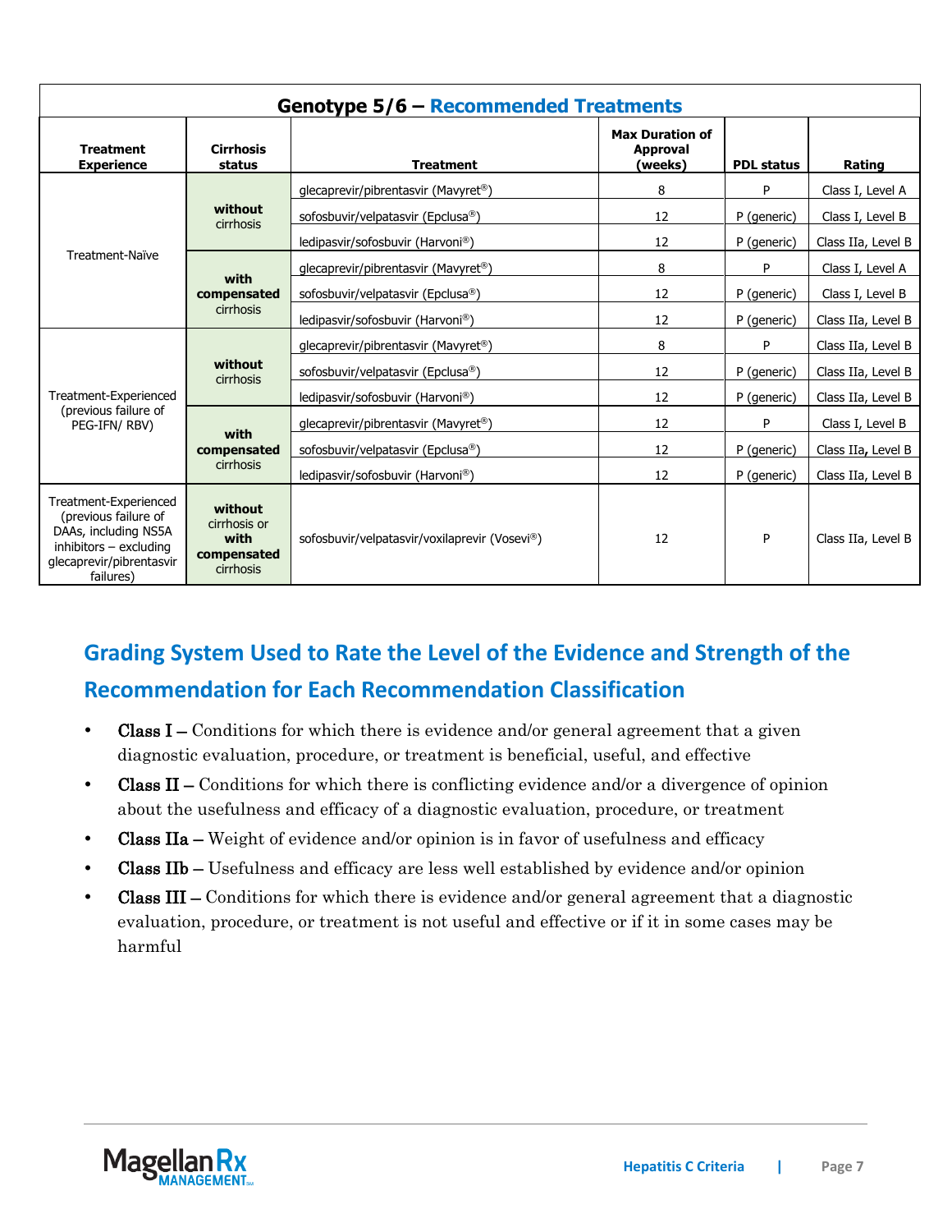| Genotype 5/6 – Recommended Treatments | | | | | |
|---|---|---|---|---|---|
| **Treatment Experience** | **Cirrhosis status** | **Treatment** | **Max Duration of Approval (weeks)** | **PDL status** | **Rating** |
| Treatment-Naïve | **without** cirrhosis | glecaprevir/pibrentasvir (Mavyret®) | 8 | P | Class I, Level A |
| | | sofosbuvir/velpatasvir (Epclusa®) | 12 | P (generic) | Class I, Level B |
| | | ledipasvir/sofosbuvir (Harvoni®) | 12 | P (generic) | Class IIa, Level B |
| | **with compensated** cirrhosis | glecaprevir/pibrentasvir (Mavyret®) | 8 | P | Class I, Level A |
| | | sofosbuvir/velpatasvir (Epclusa®) | 12 | P (generic) | Class I, Level B |
| | | ledipasvir/sofosbuvir (Harvoni®) | 12 | P (generic) | Class IIa, Level B |
| Treatment-Experienced (previous failure of PEG-IFN/ RBV) | **without** cirrhosis | glecaprevir/pibrentasvir (Mavyret®) | 8 | P | Class IIa, Level B |
| | | sofosbuvir/velpatasvir (Epclusa®) | 12 | P (generic) | Class IIa, Level B |
| | | ledipasvir/sofosbuvir (Harvoni®) | 12 | P (generic) | Class IIa, Level B |
| | **with compensated** cirrhosis | glecaprevir/pibrentasvir (Mavyret®) | 12 | P | Class I, Level B |
| | | sofosbuvir/velpatasvir (Epclusa®) | 12 | P (generic) | Class IIa, Level B |
| | | ledipasvir/sofosbuvir (Harvoni®) | 12 | P (generic) | Class IIa, Level B |
| Treatment-Experienced (previous failure of DAAs, including NS5A inhibitors – excluding glecaprevir/pibrentasvir failures) | **without** cirrhosis or **with compensated** cirrhosis | sofosbuvir/velpatasvir/voxilaprevir (Vosevi®) | 12 | P | Class IIa, Level B |

## Grading System Used to Rate the Level of the Evidence and Strength of the Recommendation for Each Recommendation Classification

- **Class I** – Conditions for which there is evidence and/or general agreement that a given diagnostic evaluation, procedure, or treatment is beneficial, useful, and effective
- **Class II** – Conditions for which there is conflicting evidence and/or a divergence of opinion about the usefulness and efficacy of a diagnostic evaluation, procedure, or treatment
- **Class IIa** – Weight of evidence and/or opinion is in favor of usefulness and efficacy
- **Class IIb** – Usefulness and efficacy are less well established by evidence and/or opinion
- **Class III** – Conditions for which there is evidence and/or general agreement that a diagnostic evaluation, procedure, or treatment is not useful and effective or if it in some cases may be harmful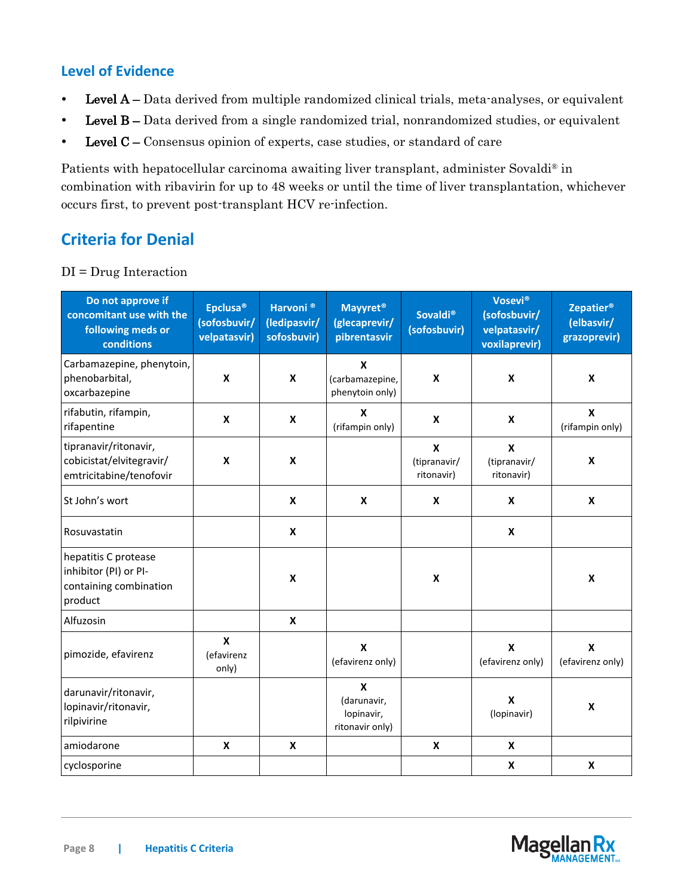## Level of Evidence

- **Level A** – Data derived from multiple randomized clinical trials, meta-analyses, or equivalent
- **Level B** – Data derived from a single randomized trial, nonrandomized studies, or equivalent
- **Level C** – Consensus opinion of experts, case studies, or standard of care

Patients with hepatocellular carcinoma awaiting liver transplant, administer Sovaldi® in combination with ribavirin for up to 48 weeks or until the time of liver transplantation, whichever occurs first, to prevent post-transplant HCV re-infection.

## Criteria for Denial

DI = Drug Interaction

| Do not approve if concomitant use with the following meds or conditions | Epclusa® (sofosbuvir/ velpatasvir) | Harvoni ® (ledipasvir/ sofosbuvir) | Mayyret® (glecaprevir/ pibrentasvir | Sovaldi® (sofosbuvir) | Vosevi® (sofosbuvir/ velpatasvir/ voxilaprevir) | Zepatier® (elbasvir/ grazoprevir) |
|---|---|---|---|---|---|---|
| Carbamazepine, phenytoin, phenobarbital, oxcarbazepine | X | X | X (carbamazepine, phenytoin only) | X | X | X |
| rifabutin, rifampin, rifapentine | X | X | X (rifampin only) | X | X | X (rifampin only) |
| tipranavir/ritonavir, cobicistat/elvitegravir/ emtricitabine/tenofovir | X | X | | X (tipranavir/ ritonavir) | X (tipranavir/ ritonavir) | X |
| St John's wort | | X | X | X | X | X |
| Rosuvastatin | | X | | | X | |
| hepatitis C protease inhibitor (PI) or PI-containing combination product | | X | | X | | X |
| Alfuzosin | | X | | | | |
| pimozide, efavirenz | X (efavirenz only) | | X (efavirenz only) | | X (efavirenz only) | X (efavirenz only) |
| darunavir/ritonavir, lopinavir/ritonavir, rilpivirine | | | X (darunavir, lopinavir, ritonavir only) | | X (lopinavir) | X |
| amiodarone | X | X | | X | X | |
| cyclosporine | | | | | X | X |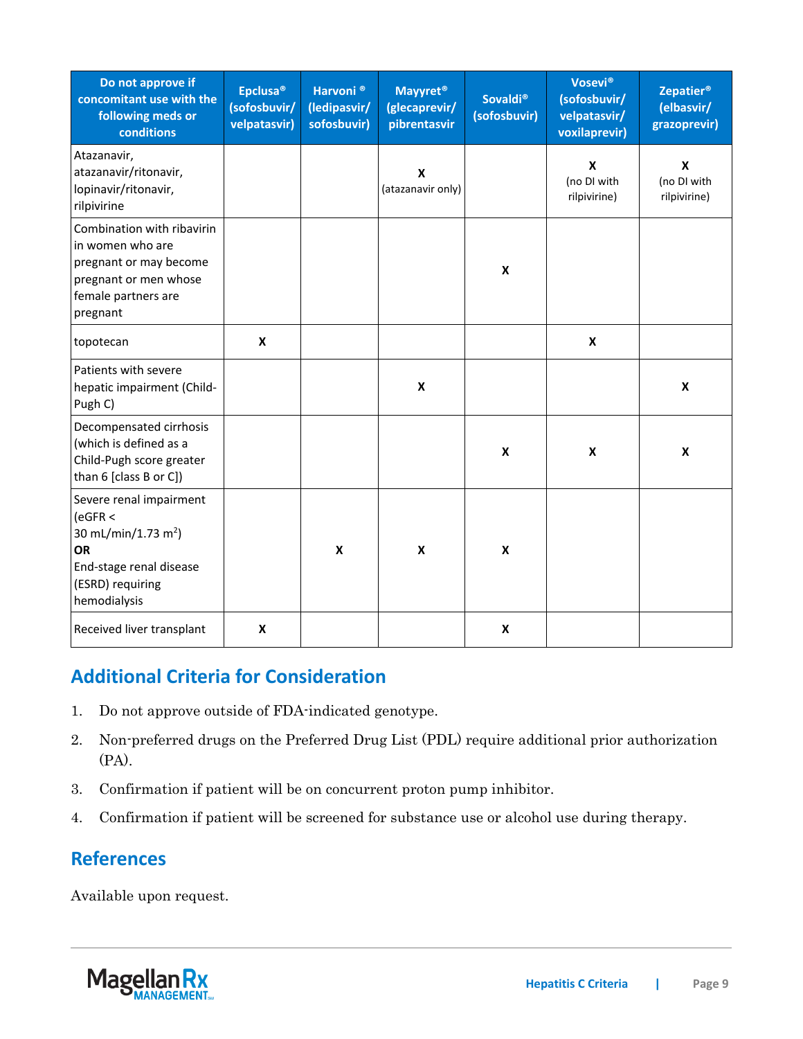| Do not approve if concomitant use with the following meds or conditions | Epclusa® (sofosbuvir/ velpatasvir) | Harvoni ® (ledipasvir/ sofosbuvir) | Mayyret® (glecaprevir/ pibrentasvir | Sovaldi® (sofosbuvir) | Vosevi® (sofosbuvir/ velpatasvir/ voxilaprevir) | Zepatier® (elbasvir/ grazoprevir) |
|---|---|---|---|---|---|---|
| Atazanavir, atazanavir/ritonavir, lopinavir/ritonavir, rilpivirine | | | X (atazanavir only) | | X (no DI with rilpivirine) | X (no DI with rilpivirine) |
| Combination with ribavirin in women who are pregnant or may become pregnant or men whose female partners are pregnant | | | | X | | |
| topotecan | X | | | | X | |
| Patients with severe hepatic impairment (Child-Pugh C) | | | X | | | X |
| Decompensated cirrhosis (which is defined as a Child-Pugh score greater than 6 [class B or C]) | | | | X | X | X |
| Severe renal impairment (eGFR < 30 mL/min/1.73 $m^2$) **OR** End-stage renal disease (ESRD) requiring hemodialysis | | X | X | X | | |
| Received liver transplant | X | | | X | | |

## Additional Criteria for Consideration

1. Do not approve outside of FDA-indicated genotype.
2. Non-preferred drugs on the Preferred Drug List (PDL) require additional prior authorization (PA).
3. Confirmation if patient will be on concurrent proton pump inhibitor.
4. Confirmation if patient will be screened for substance use or alcohol use during therapy.

## References

Available upon request.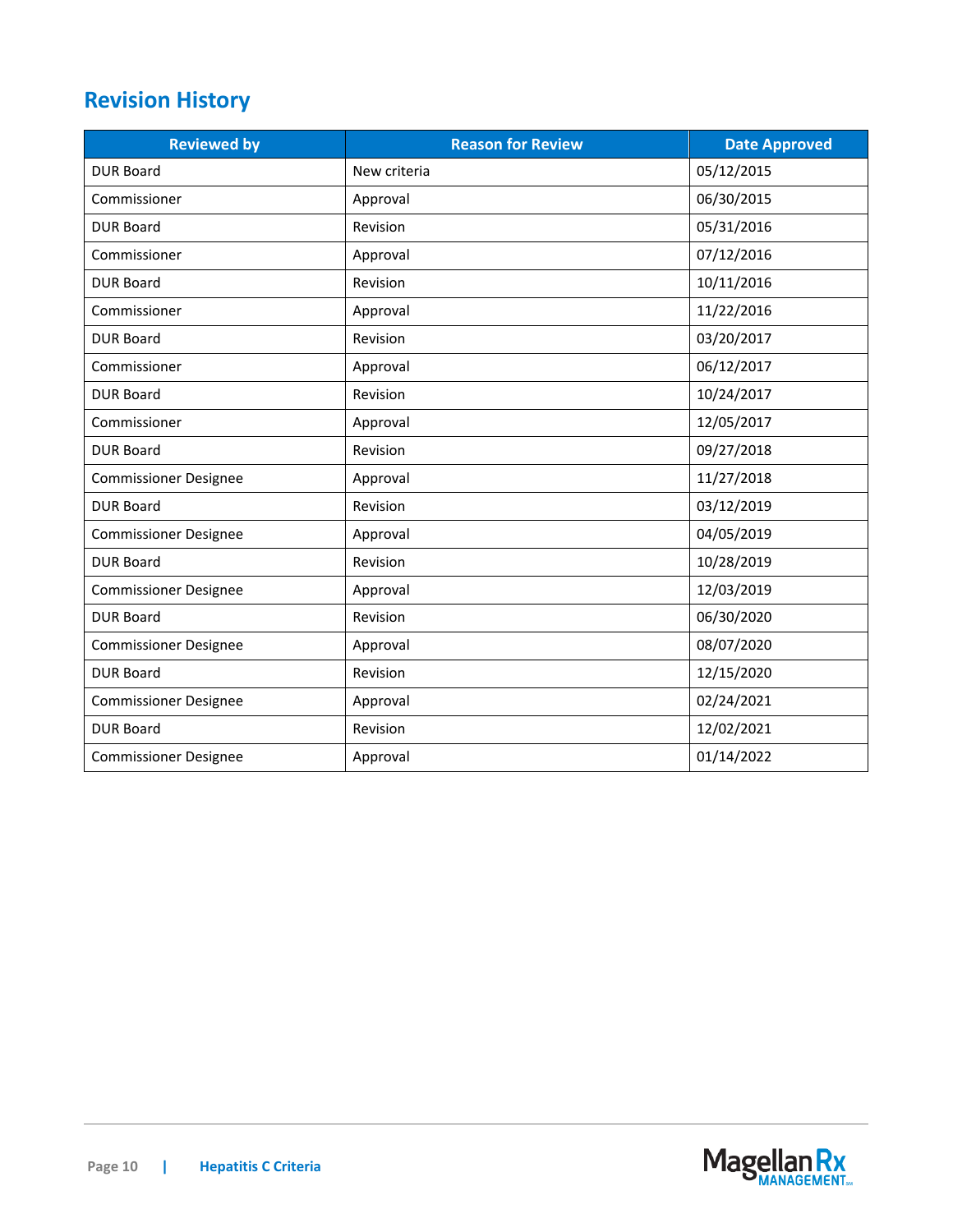## Revision History

| Reviewed by | Reason for Review | Date Approved |
|---|---|---|
| DUR Board | New criteria | 05/12/2015 |
| Commissioner | Approval | 06/30/2015 |
| DUR Board | Revision | 05/31/2016 |
| Commissioner | Approval | 07/12/2016 |
| DUR Board | Revision | 10/11/2016 |
| Commissioner | Approval | 11/22/2016 |
| DUR Board | Revision | 03/20/2017 |
| Commissioner | Approval | 06/12/2017 |
| DUR Board | Revision | 10/24/2017 |
| Commissioner | Approval | 12/05/2017 |
| DUR Board | Revision | 09/27/2018 |
| Commissioner Designee | Approval | 11/27/2018 |
| DUR Board | Revision | 03/12/2019 |
| Commissioner Designee | Approval | 04/05/2019 |
| DUR Board | Revision | 10/28/2019 |
| Commissioner Designee | Approval | 12/03/2019 |
| DUR Board | Revision | 06/30/2020 |
| Commissioner Designee | Approval | 08/07/2020 |
| DUR Board | Revision | 12/15/2020 |
| Commissioner Designee | Approval | 02/24/2021 |
| DUR Board | Revision | 12/02/2021 |
| Commissioner Designee | Approval | 01/14/2022 |